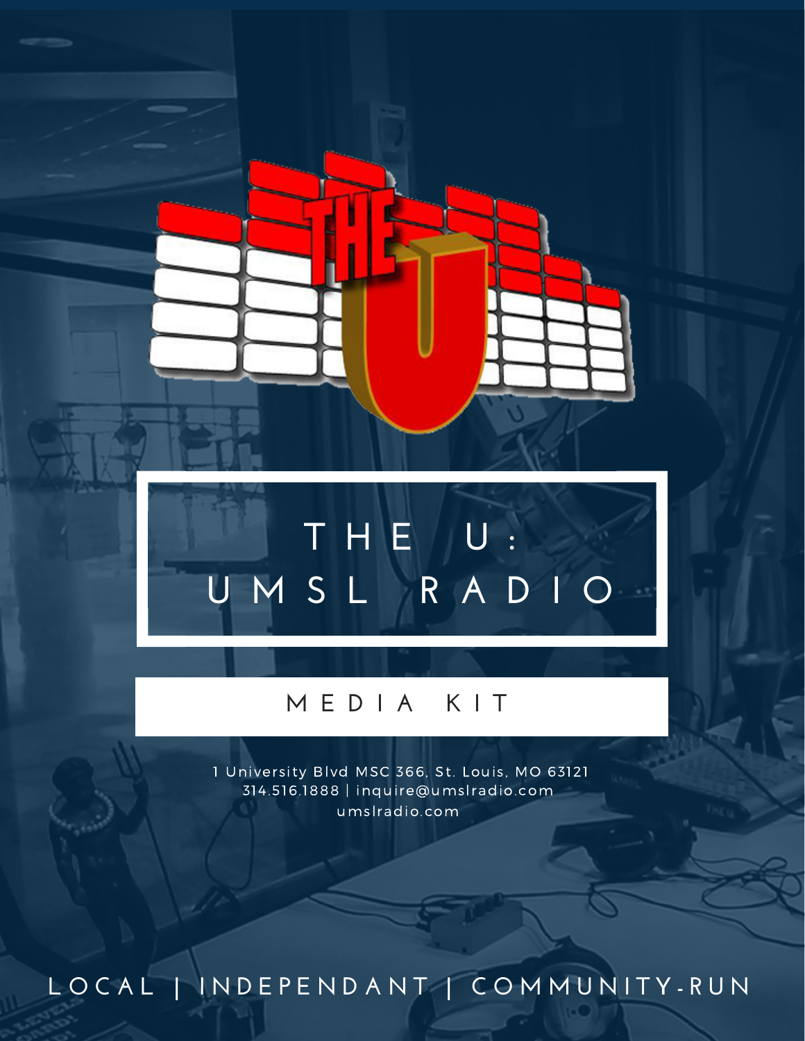# THE U: UMSL RADIO

## MEDIA KIT

1 University Blvd MSC 366, St. Louis, MO 63121
314.516.1888 | inquire@umslradio.com
umslradio.com

LOCAL | INDEPENDANT | COMMUNITY-RUN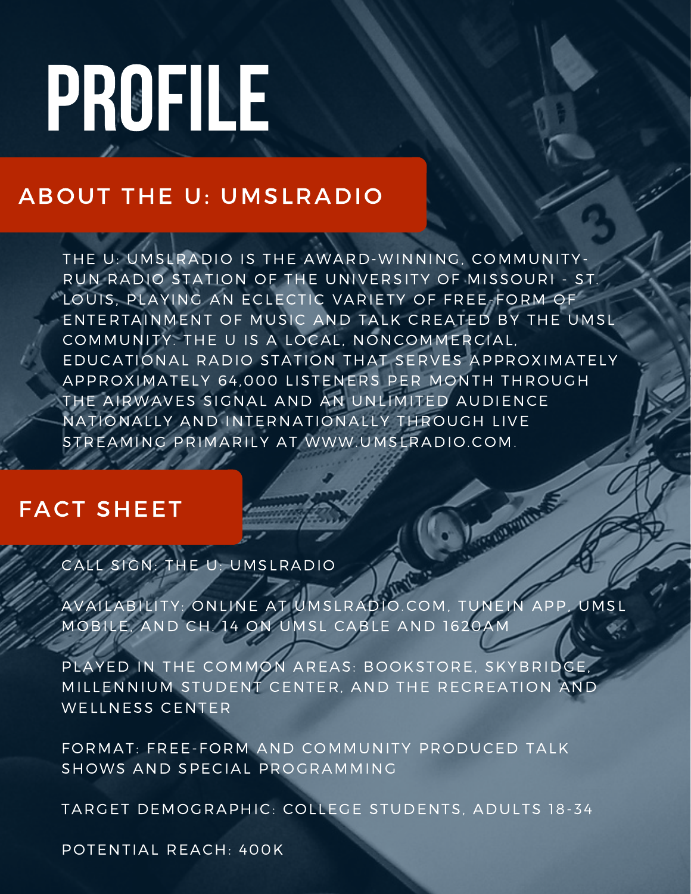# PROFILE

## ABOUT THE U: UMSLRADIO

THE U: UMSLRADIO IS THE AWARD-WINNING, COMMUNITY-RUN RADIO STATION OF THE UNIVERSITY OF MISSOURI - ST. LOUIS, PLAYING AN ECLECTIC VARIETY OF FREE-FORM OF ENTERTAINMENT OF MUSIC AND TALK CREATED BY THE UMSL COMMUNITY. THE U IS A LOCAL, NONCOMMERCIAL, EDUCATIONAL RADIO STATION THAT SERVES APPROXIMATELY APPROXIMATELY 64,000 LISTENERS PER MONTH THROUGH THE AIRWAVES SIGNAL AND AN UNLIMITED AUDIENCE NATIONALLY AND INTERNATIONALLY THROUGH LIVE STREAMING PRIMARILY AT WWW.UMSLRADIO.COM.

## FACT SHEET

CALL SIGN: THE U: UMSLRADIO

AVAILABILITY: ONLINE AT UMSLRADIO.COM, TUNEIN APP, UMSL MOBILE, AND CH. 14 ON UMSL CABLE AND 1620AM

PLAYED IN THE COMMON AREAS: BOOKSTORE, SKYBRIDGE, MILLENNIUM STUDENT CENTER, AND THE RECREATION AND WELLNESS CENTER

FORMAT: FREE-FORM AND COMMUNITY PRODUCED TALK SHOWS AND SPECIAL PROGRAMMING

TARGET DEMOGRAPHIC: COLLEGE STUDENTS, ADULTS 18-34

POTENTIAL REACH: 400K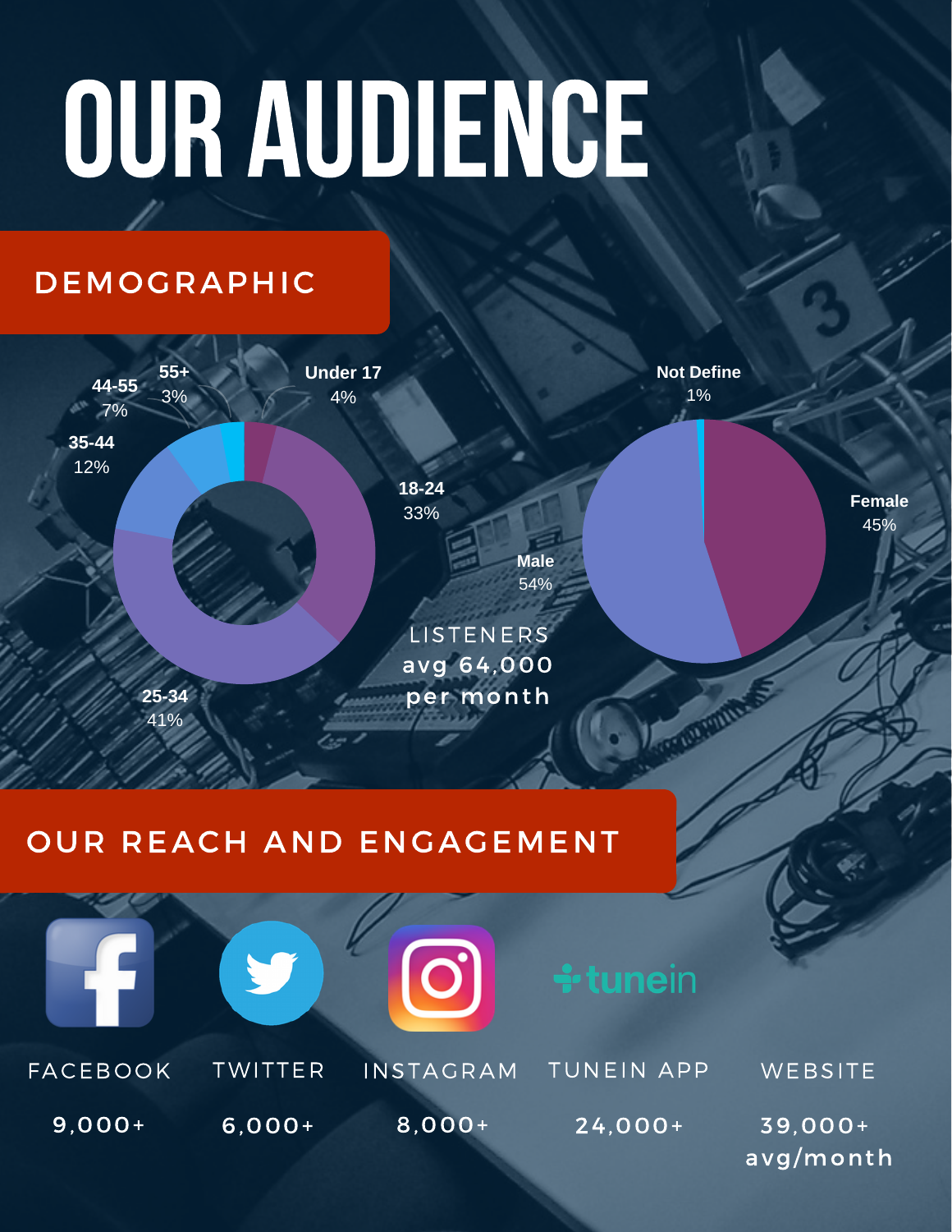# OUR AUDIENCE

## DEMOGRAPHIC

| Age | Percentage |
|---|---|
| Under 17 | 4% |
| 18-24 | 33% |
| 25-34 | 41% |
| 35-44 | 12% |
| 44-55 | 7% |
| 55+ | 3% |

| Gender | Percentage |
|---|---|
| Not Define | 1% |
| Female | 45% |
| Male | 54% |

LISTENERS
avg 64,000
per month

## OUR REACH AND ENGAGEMENT

| FACEBOOK | TWITTER | INSTAGRAM | TUNEIN APP | WEBSITE |
|---|---|---|---|---|
| 9,000+ | 6,000+ | 8,000+ | 24,000+ | 39,000+ avg/month |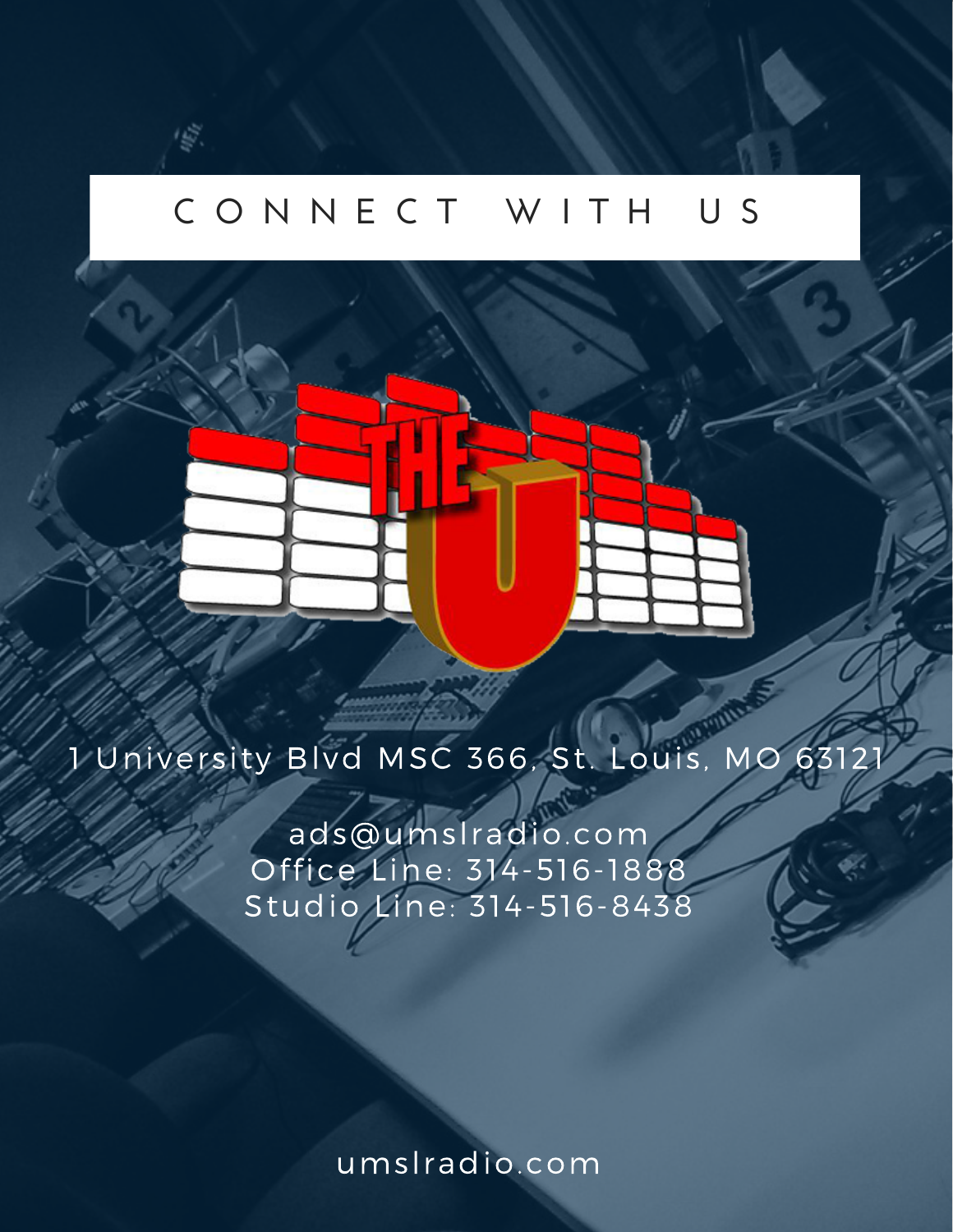# CONNECT WITH US

THE U

1 University Blvd MSC 366, St. Louis, MO 63121

ads@umslradio.com
Office Line: 314-516-1888
Studio Line: 314-516-8438

umslradio.com